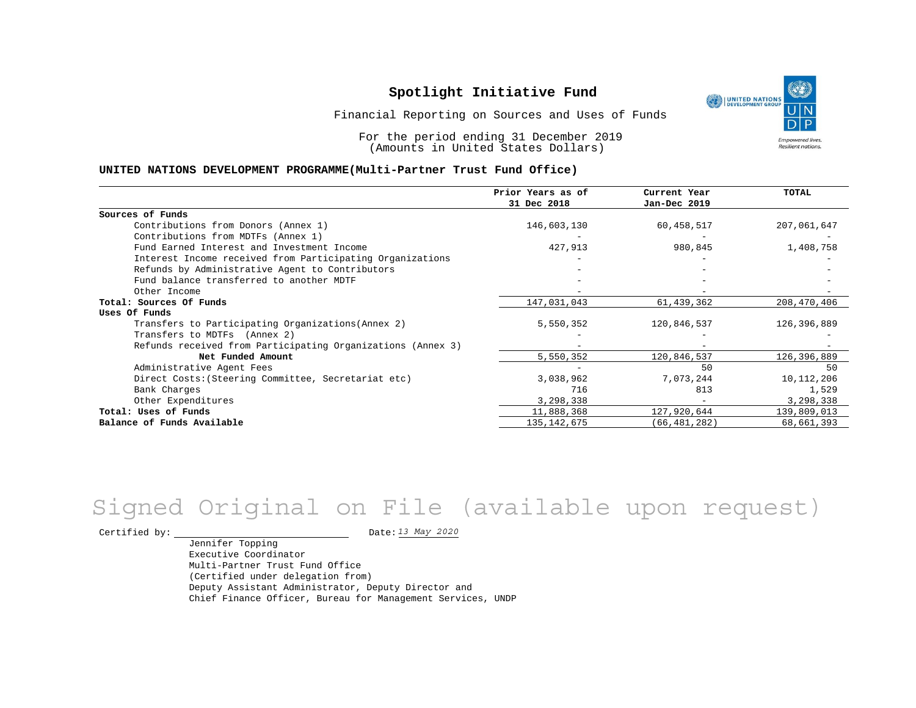# Spotlight Initiative Fund

Financial Reporting on Sources and Uses of Funds

For the period ending 31 December 2019
(Amounts in United States Dollars)

**UNITED NATIONS DEVELOPMENT PROGRAMME(Multi-Partner Trust Fund Office)**

| | Prior Years as of 31 Dec 2018 | Current Year Jan-Dec 2019 | TOTAL |
|---|---|---|---|
| **Sources of Funds** | | | |
| Contributions from Donors (Annex 1) | 146,603,130 | 60,458,517 | 207,061,647 |
| Contributions from MDTFs (Annex 1) | - | - | - |
| Fund Earned Interest and Investment Income | 427,913 | 980,845 | 1,408,758 |
| Interest Income received from Participating Organizations | - | - | - |
| Refunds by Administrative Agent to Contributors | - | - | - |
| Fund balance transferred to another MDTF | - | - | - |
| Other Income | - | - | - |
| **Total: Sources Of Funds** | 147,031,043 | 61,439,362 | 208,470,406 |
| **Uses Of Funds** | | | |
| Transfers to Participating Organizations(Annex 2) | 5,550,352 | 120,846,537 | 126,396,889 |
| Transfers to MDTFs (Annex 2) | - | - | - |
| Refunds received from Participating Organizations (Annex 3) | - | - | - |
| **Net Funded Amount** | 5,550,352 | 120,846,537 | 126,396,889 |
| Administrative Agent Fees | - | 50 | 50 |
| Direct Costs:(Steering Committee, Secretariat etc) | 3,038,962 | 7,073,244 | 10,112,206 |
| Bank Charges | 716 | 813 | 1,529 |
| Other Expenditures | 3,298,338 | - | 3,298,338 |
| **Total: Uses of Funds** | 11,888,368 | 127,920,644 | 139,809,013 |
| **Balance of Funds Available** | 135,142,675 | (66,481,282) | 68,661,393 |

Signed Original on File (available upon request)

Certified by: ______________________ Date: *13 May 2020*

Jennifer Topping
Executive Coordinator
Multi-Partner Trust Fund Office
(Certified under delegation from)
Deputy Assistant Administrator, Deputy Director and
Chief Finance Officer, Bureau for Management Services, UNDP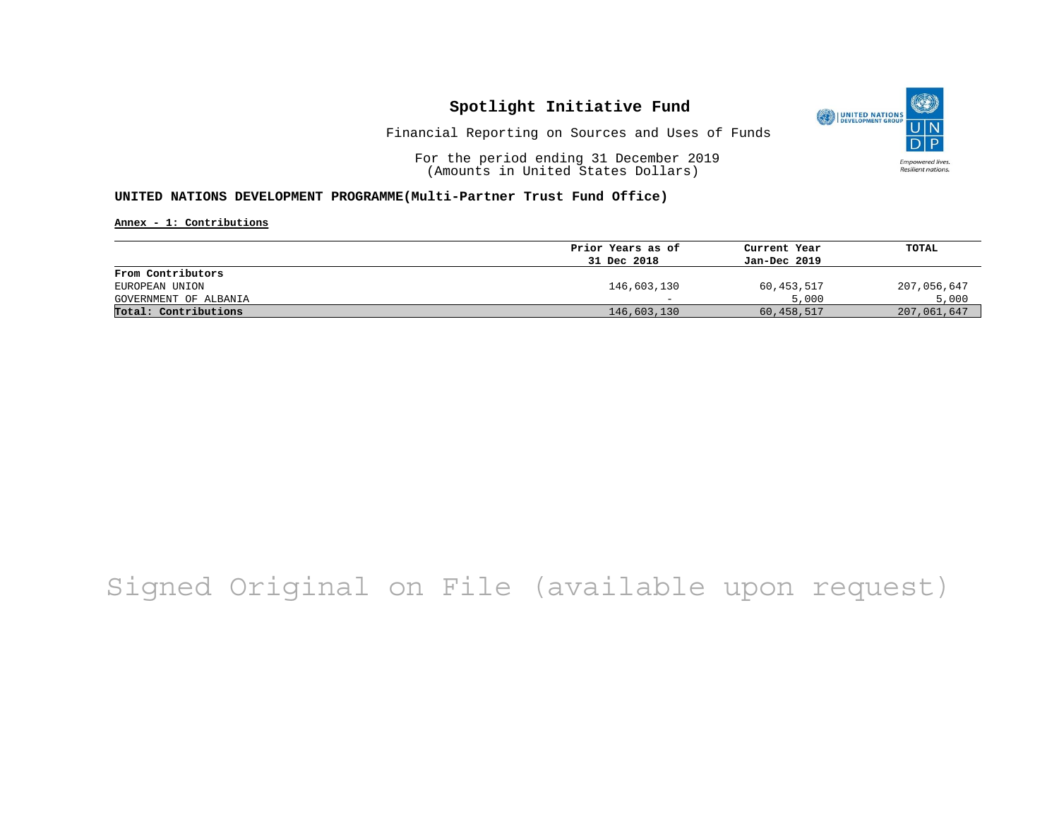# Spotlight Initiative Fund

Financial Reporting on Sources and Uses of Funds

For the period ending 31 December 2019
(Amounts in United States Dollars)

**UNITED NATIONS DEVELOPMENT PROGRAMME(Multi-Partner Trust Fund Office)**

**Annex - 1: Contributions**

| | Prior Years as of 31 Dec 2018 | Current Year Jan-Dec 2019 | TOTAL |
|---|---|---|---|
| **From Contributors** | | | |
| EUROPEAN UNION | 146,603,130 | 60,453,517 | 207,056,647 |
| GOVERNMENT OF ALBANIA | - | 5,000 | 5,000 |
| **Total: Contributions** | 146,603,130 | 60,458,517 | 207,061,647 |

Signed Original on File (available upon request)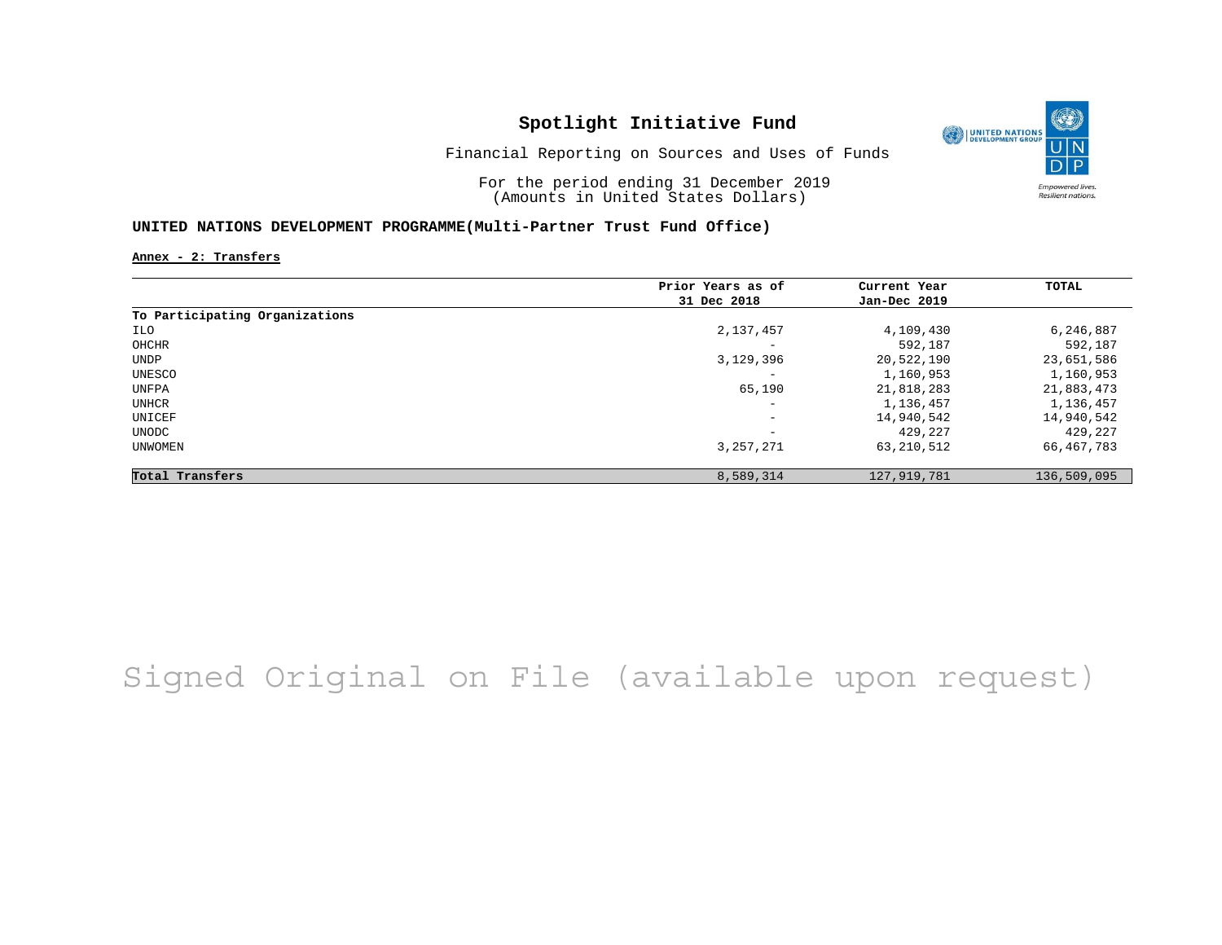# Spotlight Initiative Fund

Financial Reporting on Sources and Uses of Funds

For the period ending 31 December 2019
(Amounts in United States Dollars)

## UNITED NATIONS DEVELOPMENT PROGRAMME(Multi-Partner Trust Fund Office)

**Annex - 2: Transfers**

| | Prior Years as of 31 Dec 2018 | Current Year Jan-Dec 2019 | TOTAL |
|---|---|---|---|
| **To Participating Organizations** | | | |
| ILO | 2,137,457 | 4,109,430 | 6,246,887 |
| OHCHR | - | 592,187 | 592,187 |
| UNDP | 3,129,396 | 20,522,190 | 23,651,586 |
| UNESCO | - | 1,160,953 | 1,160,953 |
| UNFPA | 65,190 | 21,818,283 | 21,883,473 |
| UNHCR | - | 1,136,457 | 1,136,457 |
| UNICEF | - | 14,940,542 | 14,940,542 |
| UNODC | - | 429,227 | 429,227 |
| UNWOMEN | 3,257,271 | 63,210,512 | 66,467,783 |
| **Total Transfers** | 8,589,314 | 127,919,781 | 136,509,095 |

Signed Original on File (available upon request)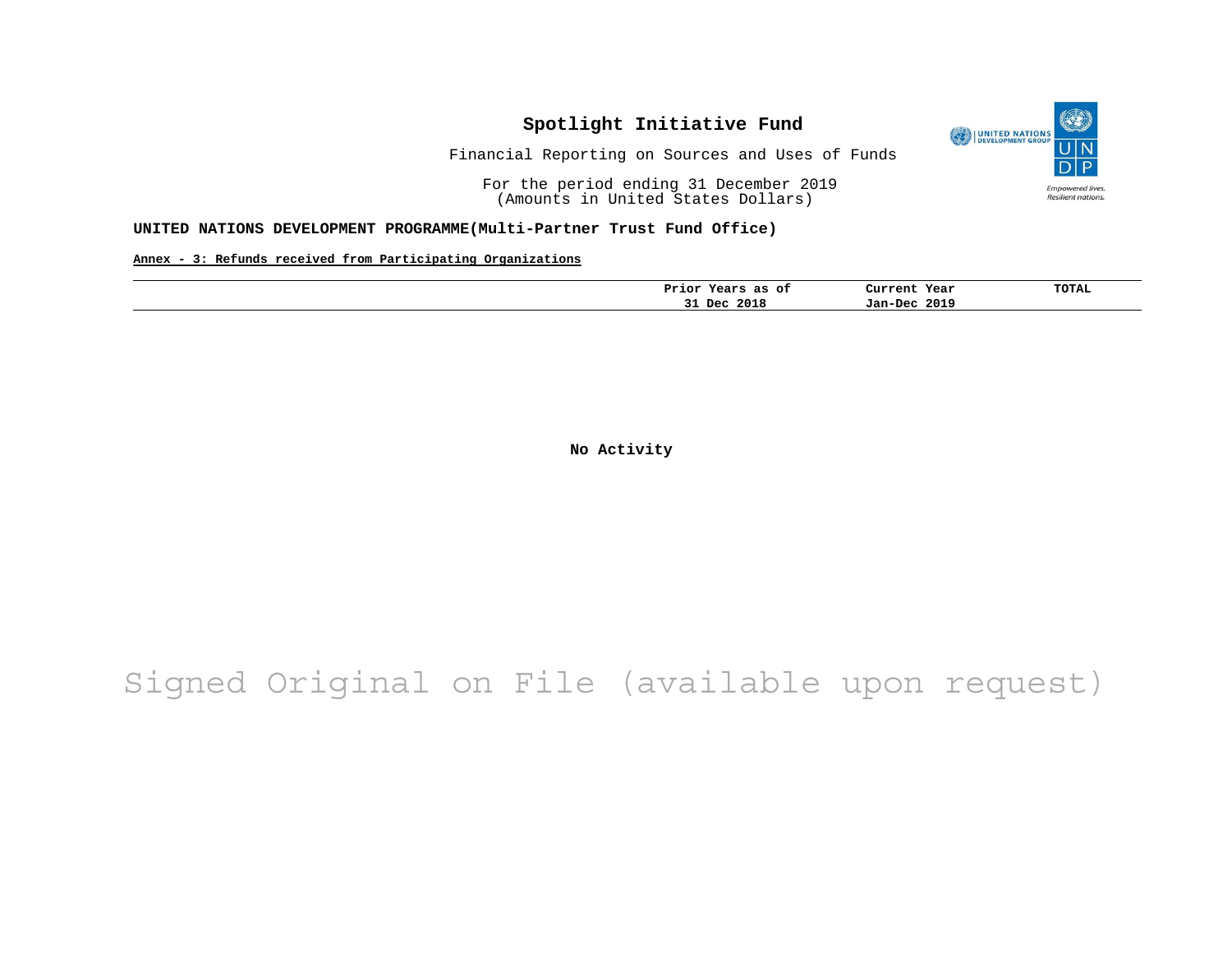# Spotlight Initiative Fund

Financial Reporting on Sources and Uses of Funds

For the period ending 31 December 2019
(Amounts in United States Dollars)

**UNITED NATIONS DEVELOPMENT PROGRAMME(Multi-Partner Trust Fund Office)**

**Annex - 3: Refunds received from Participating Organizations**

| | Prior Years as of 31 Dec 2018 | Current Year Jan-Dec 2019 | TOTAL |
|---|---|---|---|

**No Activity**

Signed Original on File (available upon request)